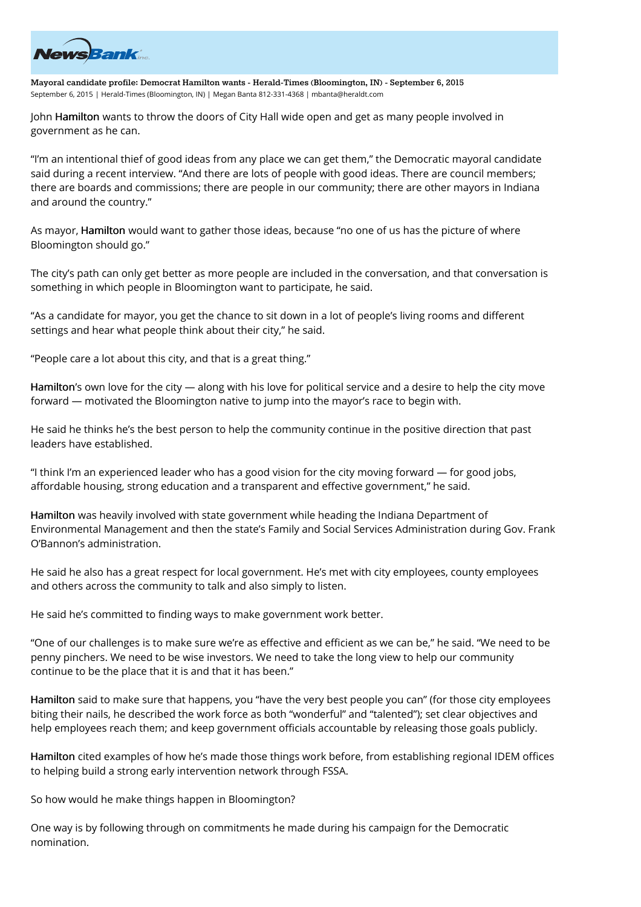Mayoral candidate profile: Democrat Hamilton wants - Herald-Times (Bloomington, IN) - September 6, 2015

September 6, 2015 | Herald-Times (Bloomington, IN) | Megan Banta 812-331-4368 | mbanta@heraldt.com

John **Hamilton** wants to throw the doors of City Hall wide open and get as many people involved in government as he can.

"I'm an intentional thief of good ideas from any place we can get them," the Democratic mayoral candidate said during a recent interview. "And there are lots of people with good ideas. There are council members; there are boards and commissions; there are people in our community; there are other mayors in Indiana and around the country."

As mayor, **Hamilton** would want to gather those ideas, because "no one of us has the picture of where Bloomington should go."

The city's path can only get better as more people are included in the conversation, and that conversation is something in which people in Bloomington want to participate, he said.

"As a candidate for mayor, you get the chance to sit down in a lot of people's living rooms and different settings and hear what people think about their city," he said.

"People care a lot about this city, and that is a great thing."

**Hamilton**'s own love for the city — along with his love for political service and a desire to help the city move forward — motivated the Bloomington native to jump into the mayor's race to begin with.

He said he thinks he's the best person to help the community continue in the positive direction that past leaders have established.

"I think I'm an experienced leader who has a good vision for the city moving forward — for good jobs, affordable housing, strong education and a transparent and effective government," he said.

**Hamilton** was heavily involved with state government while heading the Indiana Department of Environmental Management and then the state's Family and Social Services Administration during Gov. Frank O'Bannon's administration.

He said he also has a great respect for local government. He's met with city employees, county employees and others across the community to talk and also simply to listen.

He said he's committed to finding ways to make government work better.

"One of our challenges is to make sure we're as effective and efficient as we can be," he said. "We need to be penny pinchers. We need to be wise investors. We need to take the long view to help our community continue to be the place that it is and that it has been."

**Hamilton** said to make sure that happens, you "have the very best people you can" (for those city employees biting their nails, he described the work force as both "wonderful" and "talented"); set clear objectives and help employees reach them; and keep government officials accountable by releasing those goals publicly.

**Hamilton** cited examples of how he's made those things work before, from establishing regional IDEM offices to helping build a strong early intervention network through FSSA.

So how would he make things happen in Bloomington?

One way is by following through on commitments he made during his campaign for the Democratic nomination.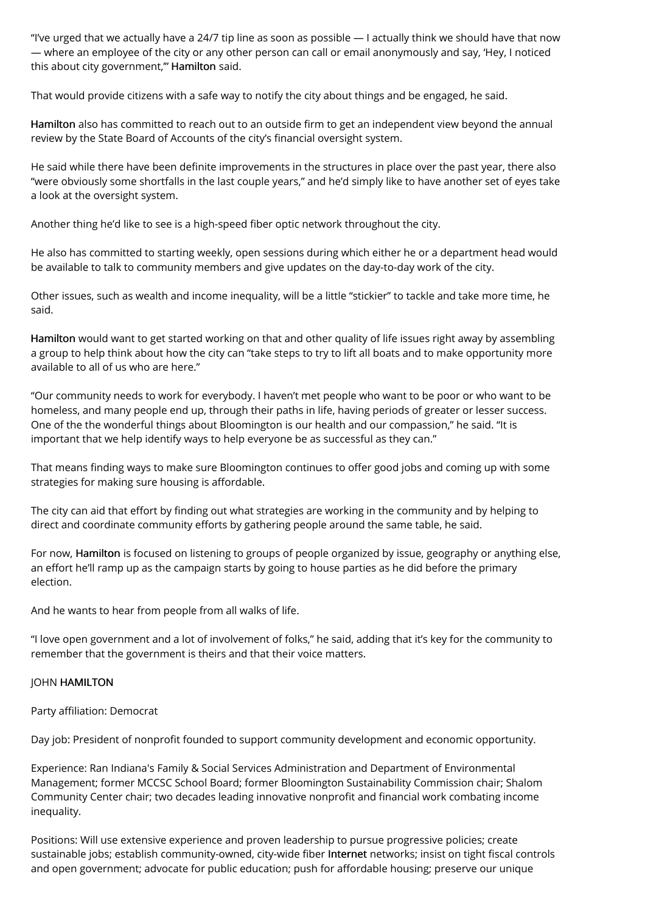"I've urged that we actually have a 24/7 tip line as soon as possible — I actually think we should have that now — where an employee of the city or any other person can call or email anonymously and say, 'Hey, I noticed this about city government,'" Hamilton said.

That would provide citizens with a safe way to notify the city about things and be engaged, he said.

Hamilton also has committed to reach out to an outside firm to get an independent view beyond the annual review by the State Board of Accounts of the city's financial oversight system.

He said while there have been definite improvements in the structures in place over the past year, there also "were obviously some shortfalls in the last couple years," and he'd simply like to have another set of eyes take a look at the oversight system.

Another thing he'd like to see is a high-speed fiber optic network throughout the city.

He also has committed to starting weekly, open sessions during which either he or a department head would be available to talk to community members and give updates on the day-to-day work of the city.

Other issues, such as wealth and income inequality, will be a little "stickier" to tackle and take more time, he said.

Hamilton would want to get started working on that and other quality of life issues right away by assembling a group to help think about how the city can "take steps to try to lift all boats and to make opportunity more available to all of us who are here."

"Our community needs to work for everybody. I haven't met people who want to be poor or who want to be homeless, and many people end up, through their paths in life, having periods of greater or lesser success. One of the the wonderful things about Bloomington is our health and our compassion," he said. "It is important that we help identify ways to help everyone be as successful as they can."

That means finding ways to make sure Bloomington continues to offer good jobs and coming up with some strategies for making sure housing is affordable.

The city can aid that effort by finding out what strategies are working in the community and by helping to direct and coordinate community efforts by gathering people around the same table, he said.

For now, Hamilton is focused on listening to groups of people organized by issue, geography or anything else, an effort he'll ramp up as the campaign starts by going to house parties as he did before the primary election.

And he wants to hear from people from all walks of life.

"I love open government and a lot of involvement of folks," he said, adding that it's key for the community to remember that the government is theirs and that their voice matters.

JOHN HAMILTON

Party affiliation: Democrat

Day job: President of nonprofit founded to support community development and economic opportunity.

Experience: Ran Indiana's Family & Social Services Administration and Department of Environmental Management; former MCCSC School Board; former Bloomington Sustainability Commission chair; Shalom Community Center chair; two decades leading innovative nonprofit and financial work combating income inequality.

Positions: Will use extensive experience and proven leadership to pursue progressive policies; create sustainable jobs; establish community-owned, city-wide fiber Internet networks; insist on tight fiscal controls and open government; advocate for public education; push for affordable housing; preserve our unique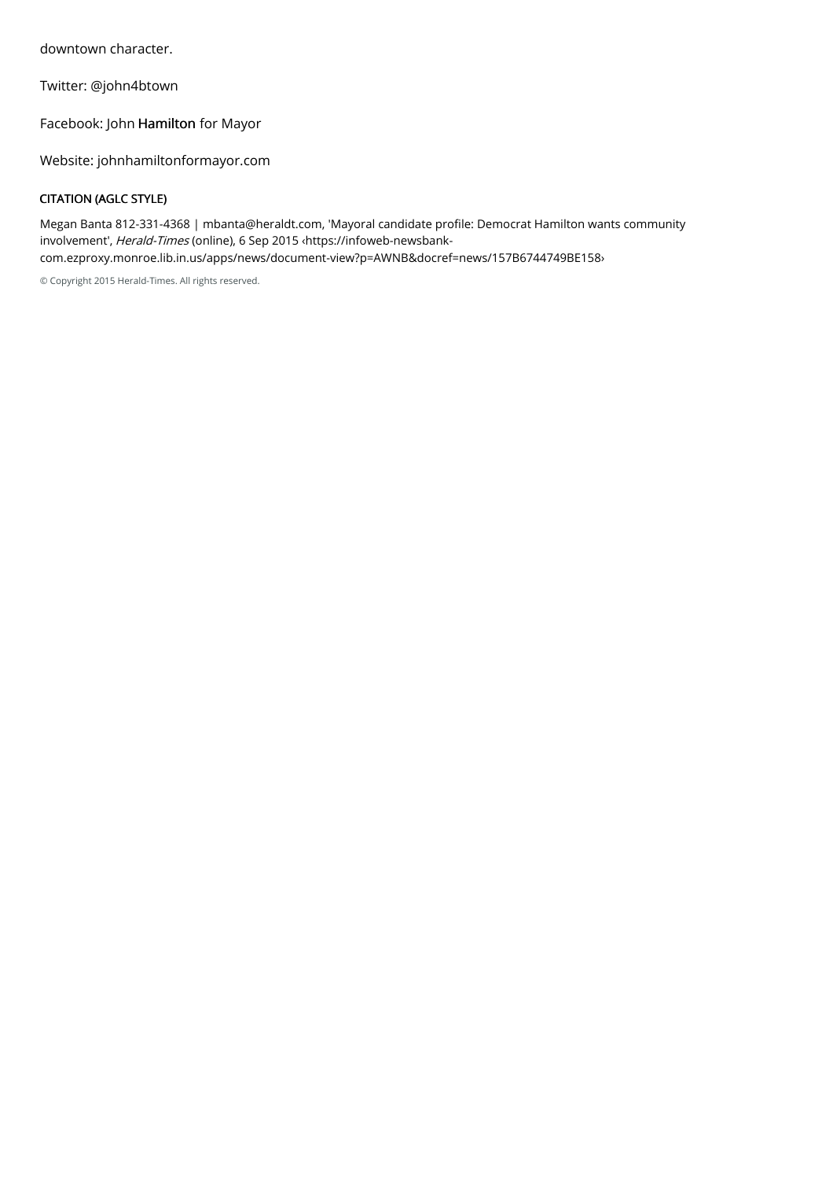downtown character.

Twitter: @john4btown

Facebook: John **Hamilton** for Mayor

Website: johnhamiltonformayor.com

#### CITATION (AGLC STYLE)

Megan Banta 812-331-4368 | mbanta@heraldt.com, 'Mayoral candidate profile: Democrat Hamilton wants community involvement', *Herald-Times* (online), 6 Sep 2015 ‹https://infoweb-newsbank-com.ezproxy.monroe.lib.in.us/apps/news/document-view?p=AWNB&docref=news/157B6744749BE158›

© Copyright 2015 Herald-Times. All rights reserved.